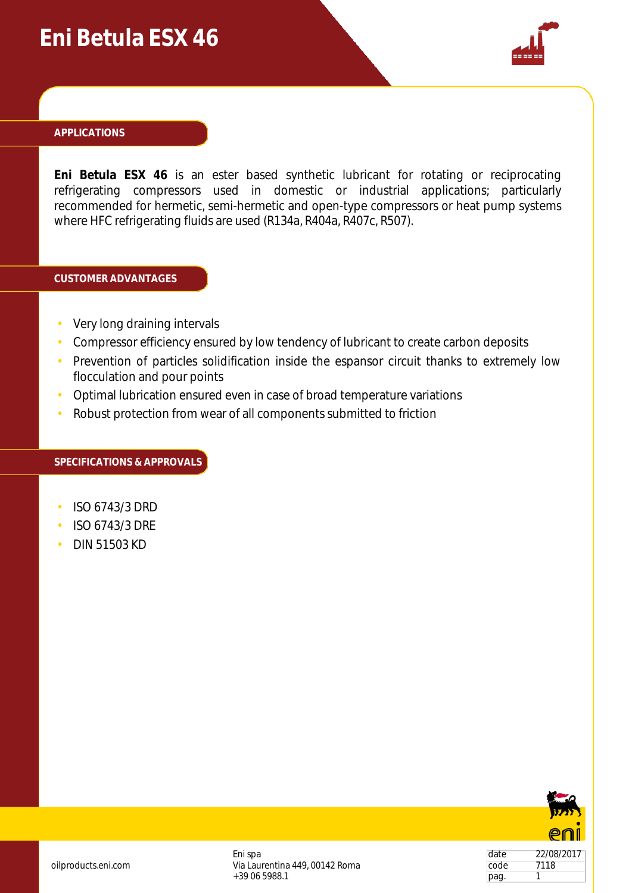# Eni Betula ESX 46

## APPLICATIONS

**Eni Betula ESX 46** is an ester based synthetic lubricant for rotating or reciprocating refrigerating compressors used in domestic or industrial applications; particularly recommended for hermetic, semi-hermetic and open-type compressors or heat pump systems where HFC refrigerating fluids are used (R134a, R404a, R407c, R507).

## CUSTOMER ADVANTAGES

- Very long draining intervals
- Compressor efficiency ensured by low tendency of lubricant to create carbon deposits
- Prevention of particles solidification inside the espansor circuit thanks to extremely low flocculation and pour points
- Optimal lubrication ensured even in case of broad temperature variations
- Robust protection from wear of all components submitted to friction

## SPECIFICATIONS & APPROVALS

- ISO 6743/3 DRD
- ISO 6743/3 DRE
- DIN 51503 KD

oilproducts.eni.com

Eni spa
Via Laurentina 449, 00142 Roma
+39 06 5988.1

| date | 22/08/2017 |
|---|---|
| code | 7118 |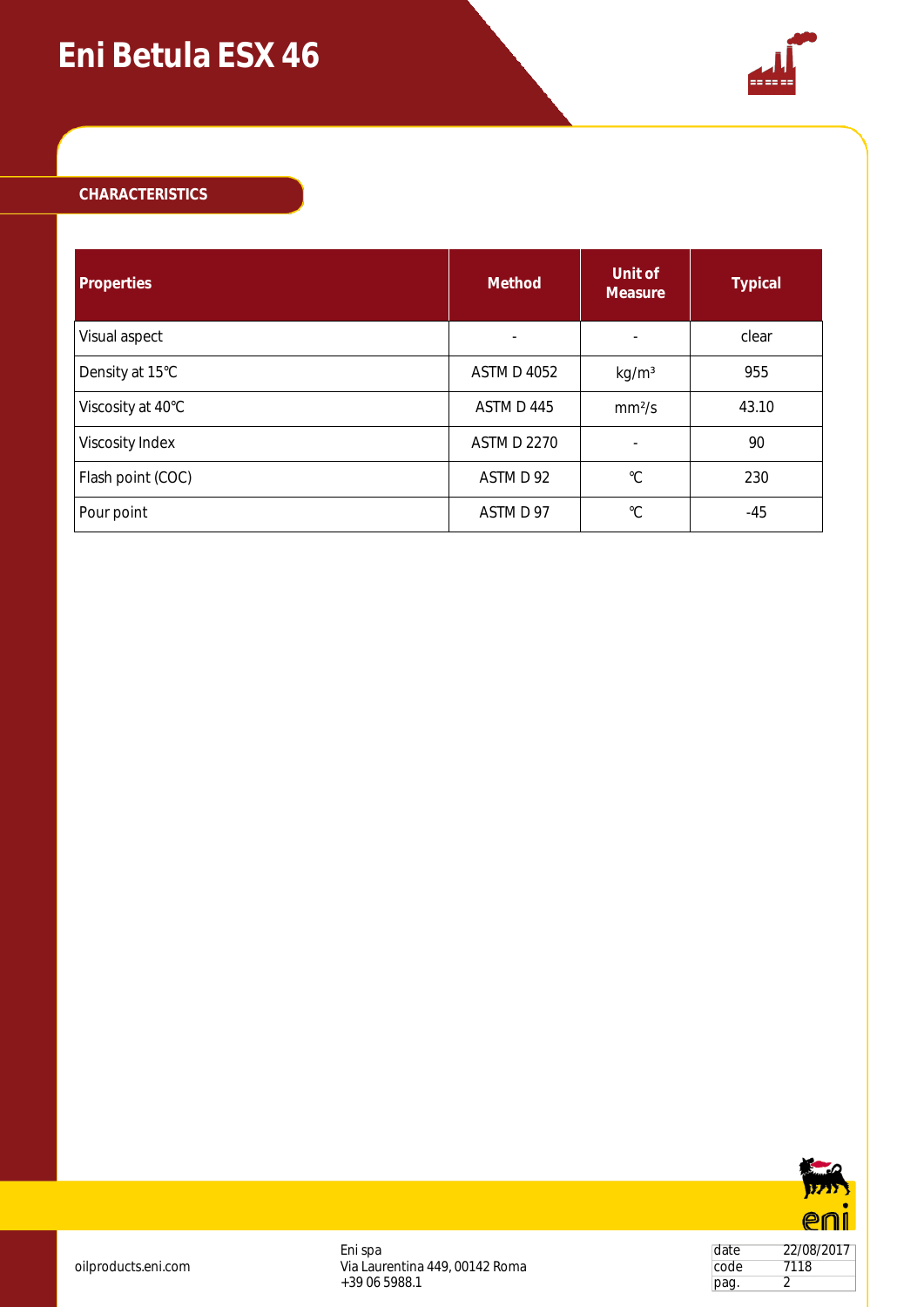# Eni Betula ESX 46

## CHARACTERISTICS

| Properties | Method | Unit of Measure | Typical |
|---|---|---|---|
| Visual aspect | - | - | clear |
| Density at 15°C | ASTM D 4052 | $kg/m^3$ | 955 |
| Viscosity at 40°C | ASTM D 445 | $mm^2/s$ | 43.10 |
| Viscosity Index | ASTM D 2270 | - | 90 |
| Flash point (COC) | ASTM D 92 | °C | 230 |
| Pour point | ASTM D 97 | °C | -45 |

oilproducts.eni.com

Eni spa
Via Laurentina 449, 00142 Roma
+39 06 5988.1

| | |
|---|---|
| date | 22/08/2017 |
| code | 7118 |
| pag. | 2 |